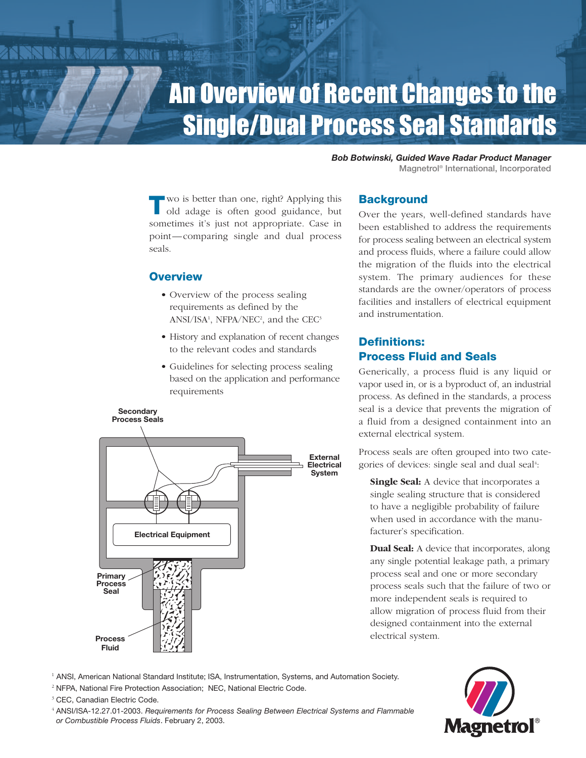# An Overview of Recent Changes to the Single/Dual Process Seal Standards

***Bob Botwinski, Guided Wave Radar Product Manager***
Magnetrol® International, Incorporated

Two is better than one, right? Applying this old adage is often good guidance, but sometimes it's just not appropriate. Case in point—comparing single and dual process seals.

## Overview

- Overview of the process sealing requirements as defined by the ANSI/ISA[1], NFPA/NEC[2], and the CEC[3]
- History and explanation of recent changes to the relevant codes and standards
- Guidelines for selecting process sealing based on the application and performance requirements

Secondary Process Seals

External Electrical System

Electrical Equipment

Primary Process Seal

Process Fluid

## Background

Over the years, well-defined standards have been established to address the requirements for process sealing between an electrical system and process fluids, where a failure could allow the migration of the fluids into the electrical system. The primary audiences for these standards are the owner/operators of process facilities and installers of electrical equipment and instrumentation.

## Definitions: Process Fluid and Seals

Generically, a process fluid is any liquid or vapor used in, or is a byproduct of, an industrial process. As defined in the standards, a process seal is a device that prevents the migration of a fluid from a designed containment into an external electrical system.

Process seals are often grouped into two categories of devices: single seal and dual seal[4]:

**Single Seal:** A device that incorporates a single sealing structure that is considered to have a negligible probability of failure when used in accordance with the manufacturer's specification.

**Dual Seal:** A device that incorporates, along any single potential leakage path, a primary process seal and one or more secondary process seals such that the failure of two or more independent seals is required to allow migration of process fluid from their designed containment into the external electrical system.

[1] ANSI, American National Standard Institute; ISA, Instrumentation, Systems, and Automation Society.

[2] NFPA, National Fire Protection Association; NEC, National Electric Code.

[3] CEC, Canadian Electric Code.

[4] ANSI/ISA-12.27.01-2003. *Requirements for Process Sealing Between Electrical Systems and Flammable or Combustible Process Fluids*. February 2, 2003.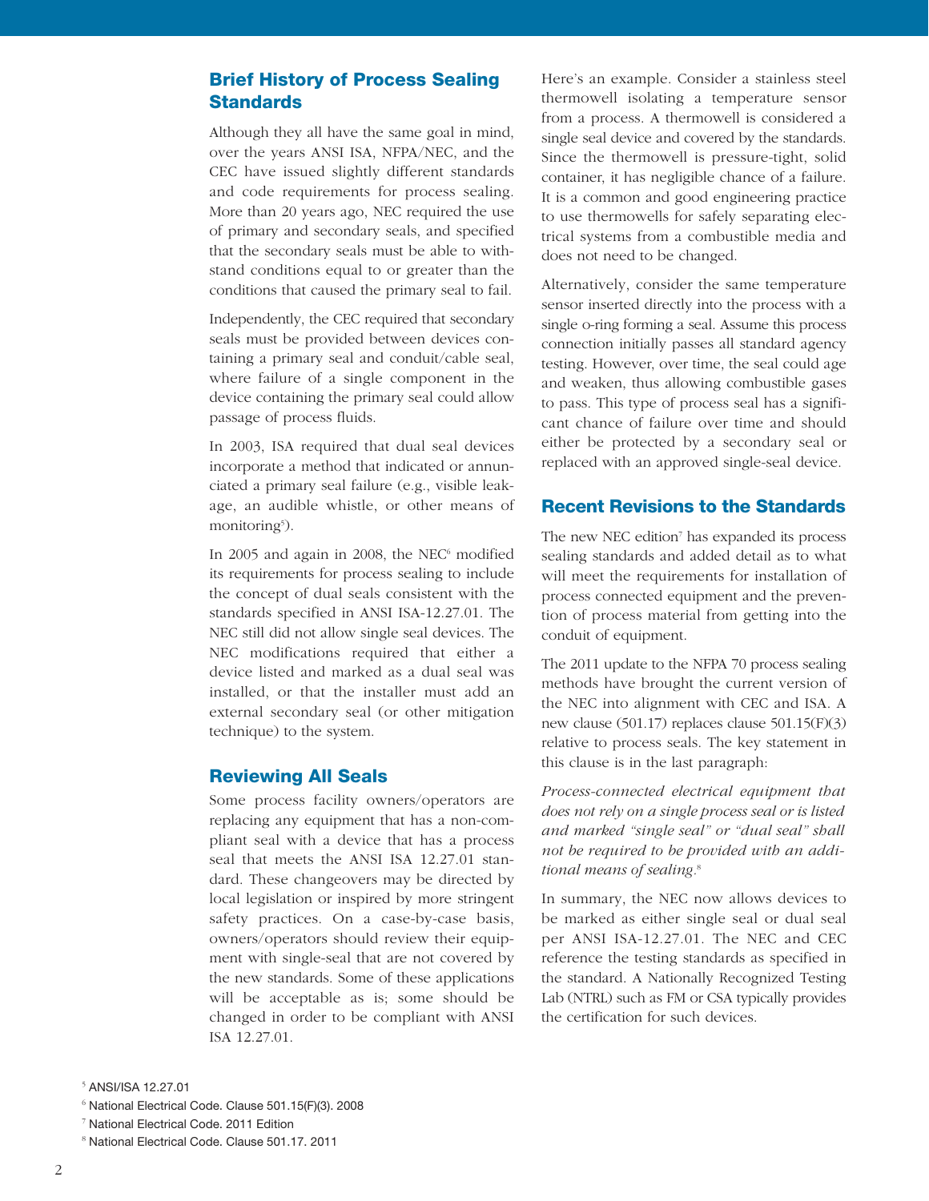## Brief History of Process Sealing Standards

Although they all have the same goal in mind, over the years ANSI ISA, NFPA/NEC, and the CEC have issued slightly different standards and code requirements for process sealing. More than 20 years ago, NEC required the use of primary and secondary seals, and specified that the secondary seals must be able to withstand conditions equal to or greater than the conditions that caused the primary seal to fail.

Independently, the CEC required that secondary seals must be provided between devices containing a primary seal and conduit/cable seal, where failure of a single component in the device containing the primary seal could allow passage of process fluids.

In 2003, ISA required that dual seal devices incorporate a method that indicated or annunciated a primary seal failure (e.g., visible leakage, an audible whistle, or other means of monitoring[5]).

In 2005 and again in 2008, the NEC[6] modified its requirements for process sealing to include the concept of dual seals consistent with the standards specified in ANSI ISA-12.27.01. The NEC still did not allow single seal devices. The NEC modifications required that either a device listed and marked as a dual seal was installed, or that the installer must add an external secondary seal (or other mitigation technique) to the system.

## Reviewing All Seals

Some process facility owners/operators are replacing any equipment that has a non-compliant seal with a device that has a process seal that meets the ANSI ISA 12.27.01 standard. These changeovers may be directed by local legislation or inspired by more stringent safety practices. On a case-by-case basis, owners/operators should review their equipment with single-seal that are not covered by the new standards. Some of these applications will be acceptable as is; some should be changed in order to be compliant with ANSI ISA 12.27.01.

Here's an example. Consider a stainless steel thermowell isolating a temperature sensor from a process. A thermowell is considered a single seal device and covered by the standards. Since the thermowell is pressure-tight, solid container, it has negligible chance of a failure. It is a common and good engineering practice to use thermowells for safely separating electrical systems from a combustible media and does not need to be changed.

Alternatively, consider the same temperature sensor inserted directly into the process with a single o-ring forming a seal. Assume this process connection initially passes all standard agency testing. However, over time, the seal could age and weaken, thus allowing combustible gases to pass. This type of process seal has a significant chance of failure over time and should either be protected by a secondary seal or replaced with an approved single-seal device.

## Recent Revisions to the Standards

The new NEC edition[7] has expanded its process sealing standards and added detail as to what will meet the requirements for installation of process connected equipment and the prevention of process material from getting into the conduit of equipment.

The 2011 update to the NFPA 70 process sealing methods have brought the current version of the NEC into alignment with CEC and ISA. A new clause (501.17) replaces clause 501.15(F)(3) relative to process seals. The key statement in this clause is in the last paragraph:

*Process-connected electrical equipment that does not rely on a single process seal or is listed and marked "single seal" or "dual seal" shall not be required to be provided with an additional means of sealing.*[8]

In summary, the NEC now allows devices to be marked as either single seal or dual seal per ANSI ISA-12.27.01. The NEC and CEC reference the testing standards as specified in the standard. A Nationally Recognized Testing Lab (NTRL) such as FM or CSA typically provides the certification for such devices.

---

[5] ANSI/ISA 12.27.01

[6] National Electrical Code. Clause 501.15(F)(3). 2008

[7] National Electrical Code. 2011 Edition

[8] National Electrical Code. Clause 501.17. 2011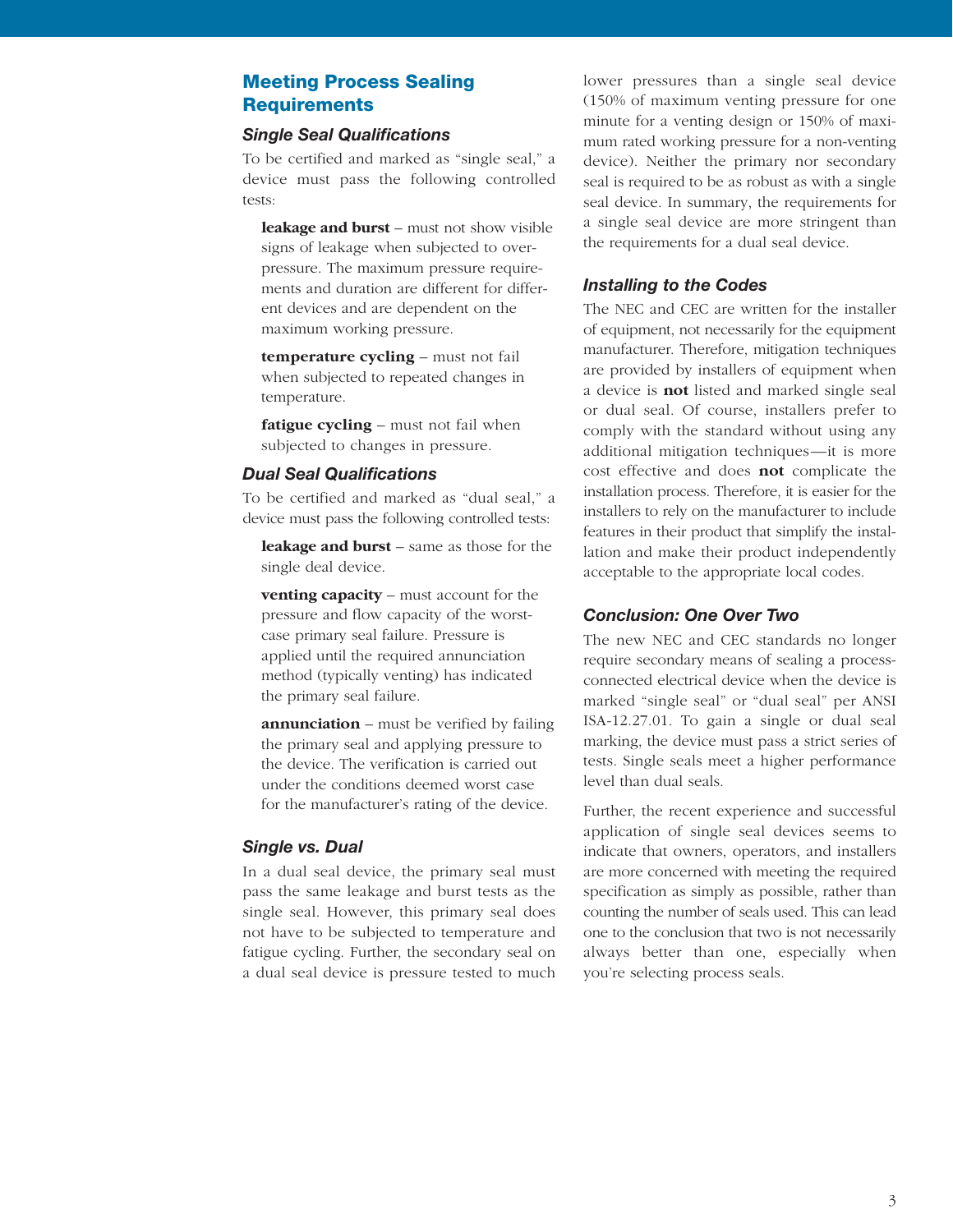## Meeting Process Sealing Requirements

### *Single Seal Qualifications*

To be certified and marked as "single seal," a device must pass the following controlled tests:

**leakage and burst** – must not show visible signs of leakage when subjected to overpressure. The maximum pressure requirements and duration are different for different devices and are dependent on the maximum working pressure.

**temperature cycling** – must not fail when subjected to repeated changes in temperature.

**fatigue cycling** – must not fail when subjected to changes in pressure.

### *Dual Seal Qualifications*

To be certified and marked as "dual seal," a device must pass the following controlled tests:

**leakage and burst** – same as those for the single deal device.

**venting capacity** – must account for the pressure and flow capacity of the worst-case primary seal failure. Pressure is applied until the required annunciation method (typically venting) has indicated the primary seal failure.

**annunciation** – must be verified by failing the primary seal and applying pressure to the device. The verification is carried out under the conditions deemed worst case for the manufacturer's rating of the device.

### *Single vs. Dual*

In a dual seal device, the primary seal must pass the same leakage and burst tests as the single seal. However, this primary seal does not have to be subjected to temperature and fatigue cycling. Further, the secondary seal on a dual seal device is pressure tested to much lower pressures than a single seal device (150% of maximum venting pressure for one minute for a venting design or 150% of maximum rated working pressure for a non-venting device). Neither the primary nor secondary seal is required to be as robust as with a single seal device. In summary, the requirements for a single seal device are more stringent than the requirements for a dual seal device.

### *Installing to the Codes*

The NEC and CEC are written for the installer of equipment, not necessarily for the equipment manufacturer. Therefore, mitigation techniques are provided by installers of equipment when a device is **not** listed and marked single seal or dual seal. Of course, installers prefer to comply with the standard without using any additional mitigation techniques—it is more cost effective and does **not** complicate the installation process. Therefore, it is easier for the installers to rely on the manufacturer to include features in their product that simplify the installation and make their product independently acceptable to the appropriate local codes.

### *Conclusion: One Over Two*

The new NEC and CEC standards no longer require secondary means of sealing a process-connected electrical device when the device is marked "single seal" or "dual seal" per ANSI ISA-12.27.01. To gain a single or dual seal marking, the device must pass a strict series of tests. Single seals meet a higher performance level than dual seals.

Further, the recent experience and successful application of single seal devices seems to indicate that owners, operators, and installers are more concerned with meeting the required specification as simply as possible, rather than counting the number of seals used. This can lead one to the conclusion that two is not necessarily always better than one, especially when you're selecting process seals.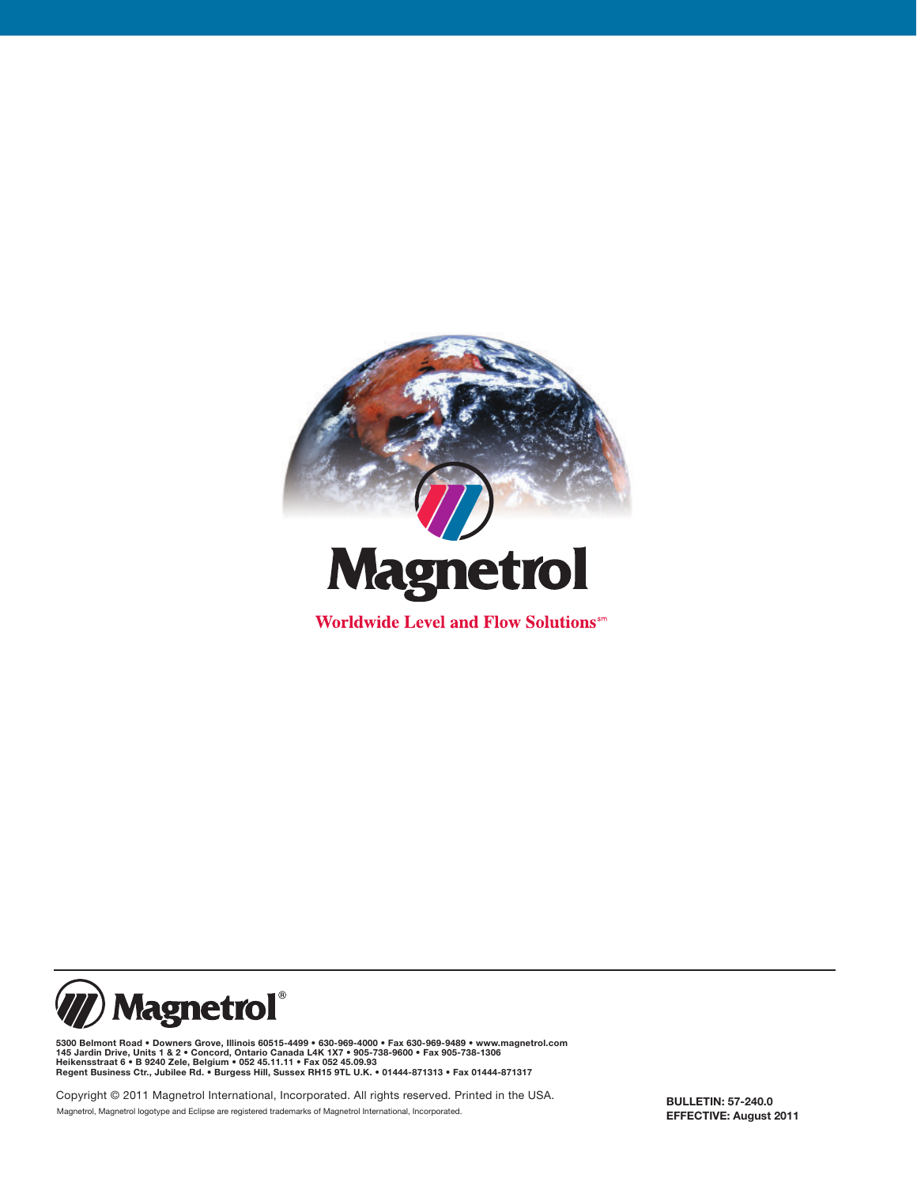Magnetrol

Worldwide Level and Flow Solutions[sm]

Magnetrol®

**5300 Belmont Road • Downers Grove, Illinois 60515-4499 • 630-969-4000 • Fax 630-969-9489 • www.magnetrol.com**
**145 Jardin Drive, Units 1 & 2 • Concord, Ontario Canada L4K 1X7 • 905-738-9600 • Fax 905-738-1306**
**Heikensstraat 6 • B 9240 Zele, Belgium • 052 45.11.11 • Fax 052 45.09.93**
**Regent Business Ctr., Jubilee Rd. • Burgess Hill, Sussex RH15 9TL U.K. • 01444-871313 • Fax 01444-871317**

Copyright © 2011 Magnetrol International, Incorporated. All rights reserved. Printed in the USA.

Magnetrol, Magnetrol logotype and Eclipse are registered trademarks of Magnetrol International, Incorporated.

**BULLETIN: 57-240.0**
**EFFECTIVE: August 2011**